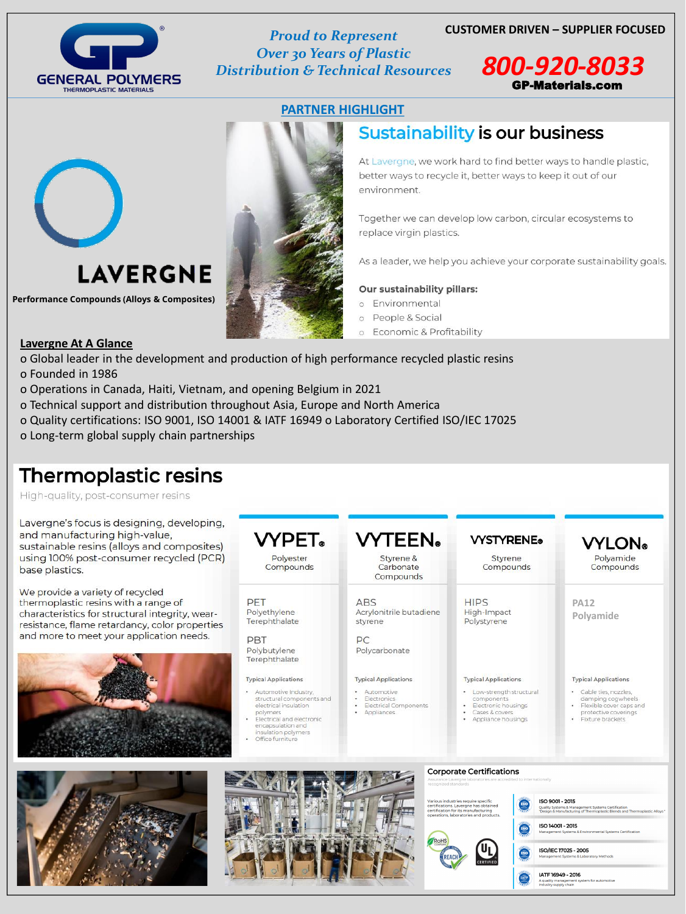# GENERAL POLYMERS

THERMOPLASTIC MATERIALS

*Proud to Represent Over 30 Years of Plastic Distribution & Technical Resources*

**CUSTOMER DRIVEN – SUPPLIER FOCUSED**

**800-920-8033**

**GP-Materials.com**

## PARTNER HIGHLIGHT

# LAVERGNE

**Performance Compounds (Alloys & Composites)**

## Sustainability is our business

At Lavergne, we work hard to find better ways to handle plastic, better ways to recycle it, better ways to keep it out of our environment.

Together we can develop low carbon, circular ecosystems to replace virgin plastics.

As a leader, we help you achieve your corporate sustainability goals.

**Our sustainability pillars:**

- Environmental
- People & Social
- Economic & Profitability

**Lavergne At A Glance**

- Global leader in the development and production of high performance recycled plastic resins
- Founded in 1986
- Operations in Canada, Haiti, Vietnam, and opening Belgium in 2021
- Technical support and distribution throughout Asia, Europe and North America
- Quality certifications: ISO 9001, ISO 14001 & IATF 16949
- Laboratory Certified ISO/IEC 17025
- Long-term global supply chain partnerships

## Thermoplastic resins

High-quality, post-consumer resins

Lavergne's focus is designing, developing, and manufacturing high-value, sustainable resins (alloys and composites) using 100% post-consumer recycled (PCR) base plastics.

We provide a variety of recycled thermoplastic resins with a range of characteristics for structural integrity, wear-resistance, flame retardancy, color properties and more to meet your application needs.

| VYPET® Polyester Compounds | VYTEEN® Styrene & Carbonate Compounds | VYSTYRENE® Styrene Compounds | VYLON® Polyamide Compounds |
|---|---|---|---|
| PET Polyethylene Terephthalate; PBT Polybutylene Terephthalate | ABS Acrylonitrile butadiene styrene; PC Polycarbonate | HIPS High-Impact Polystyrene | PA12 Polyamide |
| Typical Applications: Automotive Industry, structural components and electrical insulation polymers; Electrical and electronic encapsulation and insulation polymers; Office furniture | Typical Applications: Automotive; Electronics; Electrical Components; Appliances | Typical Applications: Low-strength structural components; Electronic housings; Cases & covers; Appliance housings | Typical Applications: Cable ties, nozzles, damping cogwheels; Flexible cover caps and protective coverings; Fixture brackets |

### Corporate Certifications

Assurance Lavergne laboratories are accredited to internationally recognized standards

Various industries require specific certifications. Lavergne has obtained certification for its manufacturing operations, laboratories and products.

RoHS COMPLIANT · REACH · UL CERTIFIED

- **ISO 9001 - 2015** — Quality Systems & Management Systems Certification "Design & Manufacturing of Thermoplastic Blends and Thermoplastic Alloys"
- **ISO 14001 - 2015** — Management Systems & Environmental Systems Certification
- **ISO/IEC 17025 - 2005** — Management Systems & Laboratory Methods
- **IATF 16949 - 2016** — A quality management system for automotive industry supply chain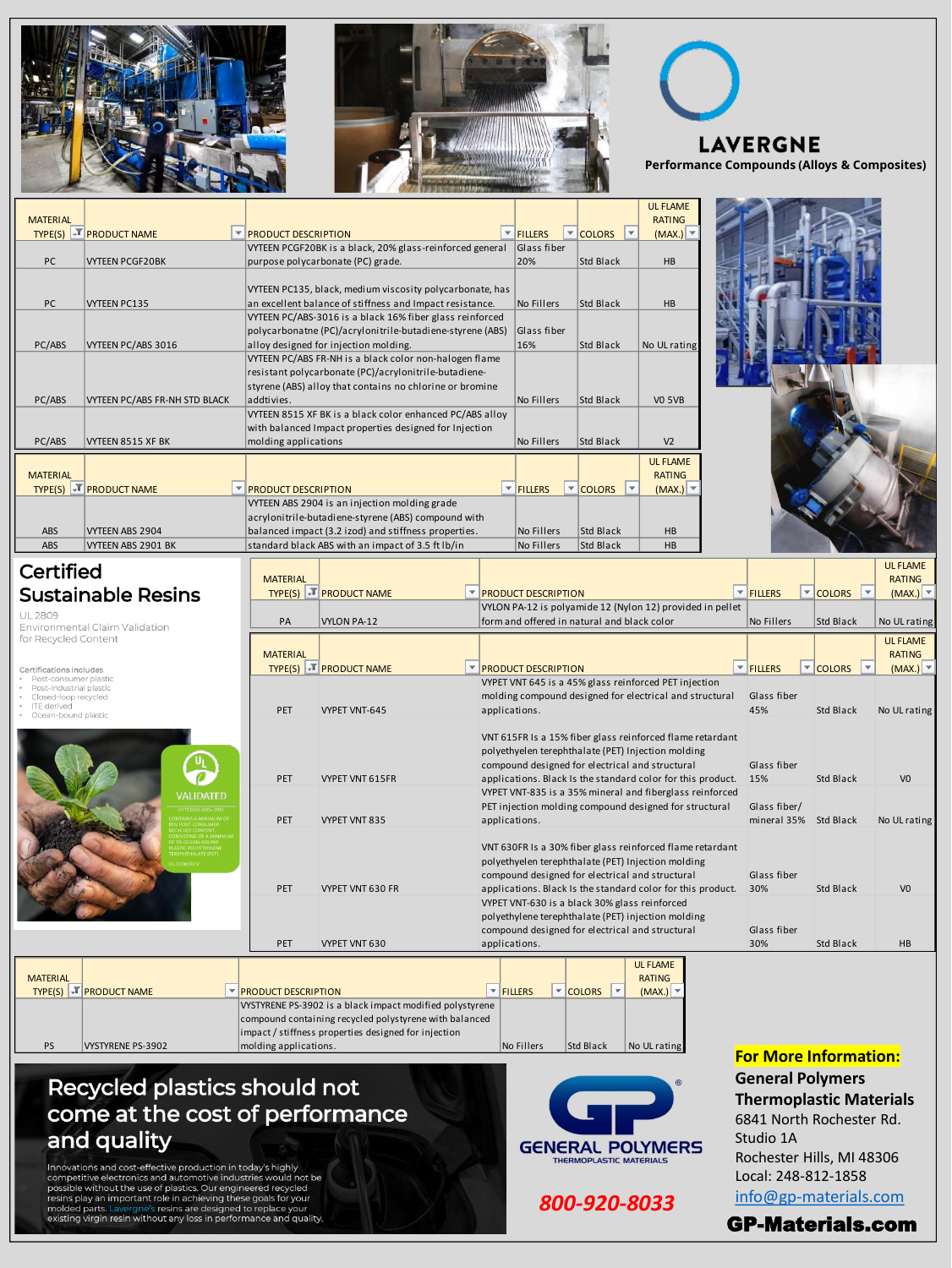# LAVERGNE

**Performance Compounds (Alloys & Composites)**

| MATERIAL TYPE(S) | PRODUCT NAME | PRODUCT DESCRIPTION | FILLERS | COLORS | UL FLAME RATING (MAX.) |
|---|---|---|---|---|---|
| PC | VYTEEN PCGF20BK | VYTEEN PCGF20BK is a black, 20% glass-reinforced general purpose polycarbonate (PC) grade. | Glass fiber 20% | Std Black | HB |
| PC | VYTEEN PC135 | VYTEEN PC135, black, medium viscosity polycarbonate, has an excellent balance of stiffness and Impact resistance. | No Fillers | Std Black | HB |
| PC/ABS | VYTEEN PC/ABS 3016 | VYTEEN PC/ABS-3016 is a black 16% fiber glass reinforced polycarbonatne (PC)/acrylonitrile-butadiene-styrene (ABS) alloy designed for injection molding. | Glass fiber 16% | Std Black | No UL rating |
| PC/ABS | VYTEEN PC/ABS FR-NH STD BLACK | VYTEEN PC/ABS FR-NH is a black color non-halogen flame resistant polycarbonate (PC)/acrylonitrile-butadiene-styrene (ABS) alloy that contains no chlorine or bromine addtivies. | No Fillers | Std Black | V0 5VB |
| PC/ABS | VYTEEN 8515 XF BK | VYTEEN 8515 XF BK is a black color enhanced PC/ABS alloy with balanced Impact properties designed for Injection molding applications | No Fillers | Std Black | V2 |

| MATERIAL TYPE(S) | PRODUCT NAME | PRODUCT DESCRIPTION | FILLERS | COLORS | UL FLAME RATING (MAX.) |
|---|---|---|---|---|---|
| ABS | VYTEEN ABS 2904 | VYTEEN ABS 2904 is an injection molding grade acrylonitrile-butadiene-styrene (ABS) compound with balanced impact (3.2 izod) and stiffness properties. | No Fillers | Std Black | HB |
| ABS | VYTEEN ABS 2901 BK | standard black ABS with an impact of 3.5 ft lb/in | No Fillers | Std Black | HB |

## Certified Sustainable Resins

UL 2809
Environmental Claim Validation for Recycled Content

Certifications includes

- Post-consumer plastic
- Post-industrial plastic
- Closed-loop recycled
- ITE derived
- Ocean-bound plastic

| MATERIAL TYPE(S) | PRODUCT NAME | PRODUCT DESCRIPTION | FILLERS | COLORS | UL FLAME RATING (MAX.) |
|---|---|---|---|---|---|
| PA | VYLON PA-12 | VYLON PA-12 is polyamide 12 (Nylon 12) provided in pellet form and offered in natural and black color | No Fillers | Std Black | No UL rating |

| MATERIAL TYPE(S) | PRODUCT NAME | PRODUCT DESCRIPTION | FILLERS | COLORS | UL FLAME RATING (MAX.) |
|---|---|---|---|---|---|
| PET | VYPET VNT-645 | VYPET VNT 645 is a 45% glass reinforced PET injection molding compound designed for electrical and structural applications. | Glass fiber 45% | Std Black | No UL rating |
| PET | VYPET VNT 615FR | VNT 615FR Is a 15% fiber glass reinforced flame retardant polyethyelen terephthalate (PET) Injection molding compound designed for electrical and structural applications. Black Is the standard color for this product. | Glass fiber 15% | Std Black | V0 |
| PET | VYPET VNT 835 | VYPET VNT-835 is a 35% mineral and fiberglass reinforced PET injection molding compound designed for structural applications. | Glass fiber/ mineral 35% | Std Black | No UL rating |
| PET | VYPET VNT 630 FR | VNT 630FR Is a 30% fiber glass reinforced flame retardant polyethyelen terephthalate (PET) Injection molding compound designed for electrical and structural applications. Black Is the standard color for this product. | Glass fiber 30% | Std Black | V0 |
| PET | VYPET VNT 630 | VYPET VNT-630 is a black 30% glass reinforced polyethylene terephthalate (PET) injection molding compound designed for electrical and structural applications. | Glass fiber 30% | Std Black | HB |

| MATERIAL TYPE(S) | PRODUCT NAME | PRODUCT DESCRIPTION | FILLERS | COLORS | UL FLAME RATING (MAX.) |
|---|---|---|---|---|---|
| PS | VYSTYRENE PS-3902 | VYSTYRENE PS-3902 is a black impact modified polystyrene compound containing recycled polystyrene with balanced impact / stiffness properties designed for injection molding applications. | No Fillers | Std Black | No UL rating |

## Recycled plastics should not come at the cost of performance and quality

Innovations and cost-effective production in today's highly competitive electronics and automotive industries would not be possible without the use of plastics. Our engineered recycled resins play an important role in achieving these goals for your molded parts. Lavergne's resins are designed to replace your existing virgin resin without any loss in performance and quality.

GENERAL POLYMERS
THERMOPLASTIC MATERIALS

**800-920-8033**

**For More Information:**

**General Polymers**
**Thermoplastic Materials**
6841 North Rochester Rd.
Studio 1A
Rochester Hills, MI 48306
Local: 248-812-1858
info@gp-materials.com

**GP-Materials.com**